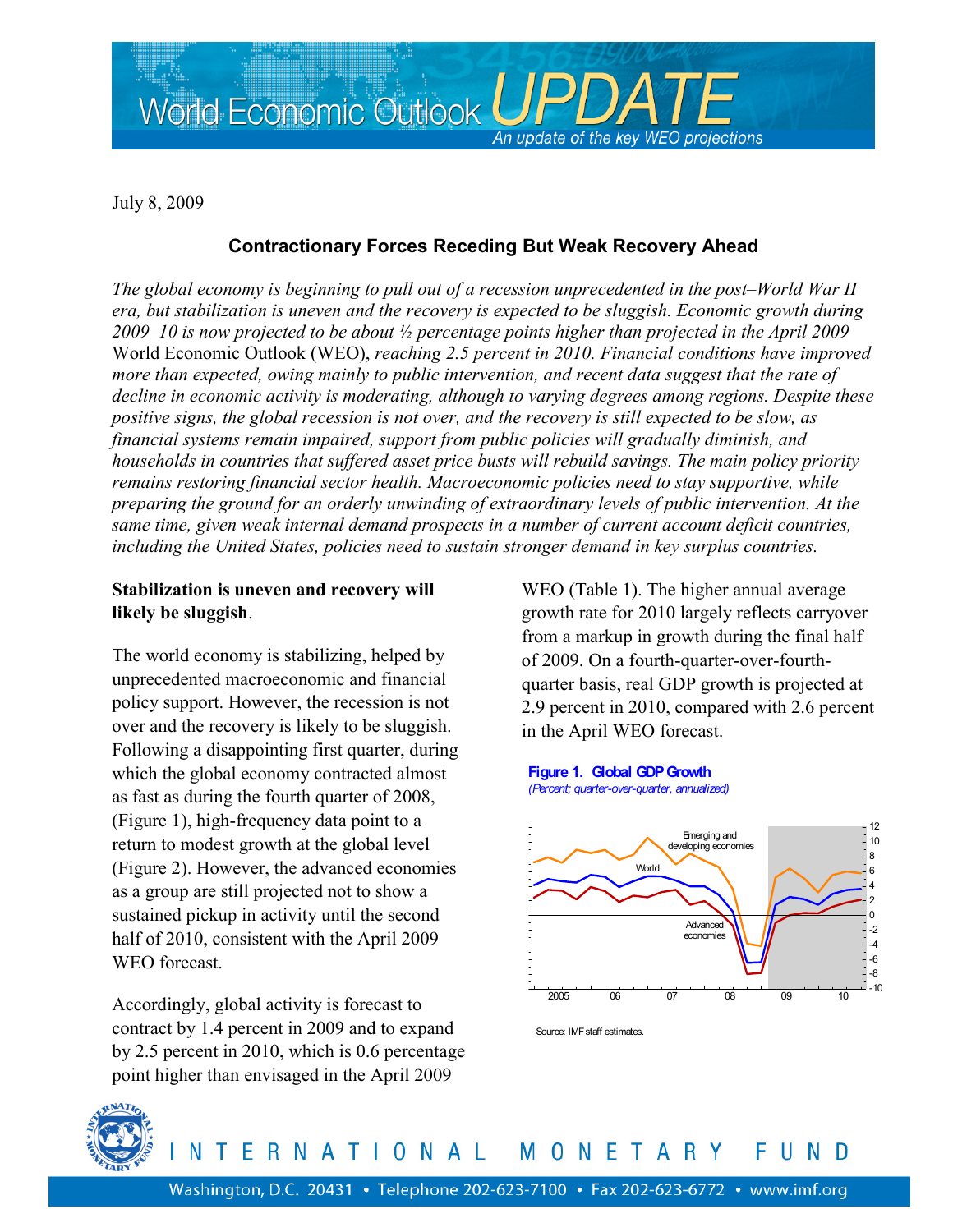# World Economic Outlook UPDATE

*An update of the key WEO projections*

July 8, 2009

## Contractionary Forces Receding But Weak Recovery Ahead

*The global economy is beginning to pull out of a recession unprecedented in the post–World War II era, but stabilization is uneven and the recovery is expected to be sluggish. Economic growth during 2009–10 is now projected to be about ½ percentage points higher than projected in the April 2009* World Economic Outlook (WEO), *reaching 2.5 percent in 2010. Financial conditions have improved more than expected, owing mainly to public intervention, and recent data suggest that the rate of decline in economic activity is moderating, although to varying degrees among regions. Despite these positive signs, the global recession is not over, and the recovery is still expected to be slow, as financial systems remain impaired, support from public policies will gradually diminish, and households in countries that suffered asset price busts will rebuild savings. The main policy priority remains restoring financial sector health. Macroeconomic policies need to stay supportive, while preparing the ground for an orderly unwinding of extraordinary levels of public intervention. At the same time, given weak internal demand prospects in a number of current account deficit countries, including the United States, policies need to sustain stronger demand in key surplus countries.*

**Stabilization is uneven and recovery will likely be sluggish**.

The world economy is stabilizing, helped by unprecedented macroeconomic and financial policy support. However, the recession is not over and the recovery is likely to be sluggish. Following a disappointing first quarter, during which the global economy contracted almost as fast as during the fourth quarter of 2008, (Figure 1), high-frequency data point to a return to modest growth at the global level (Figure 2). However, the advanced economies as a group are still projected not to show a sustained pickup in activity until the second half of 2010, consistent with the April 2009 WEO forecast.

Accordingly, global activity is forecast to contract by 1.4 percent in 2009 and to expand by 2.5 percent in 2010, which is 0.6 percentage point higher than envisaged in the April 2009 WEO (Table 1). The higher annual average growth rate for 2010 largely reflects carryover from a markup in growth during the final half of 2009. On a fourth-quarter-over-fourth-quarter basis, real GDP growth is projected at 2.9 percent in 2010, compared with 2.6 percent in the April WEO forecast.

**Figure 1. Global GDP Growth**
*(Percent; quarter-over-quarter, annualized)*

Source: IMF staff estimates.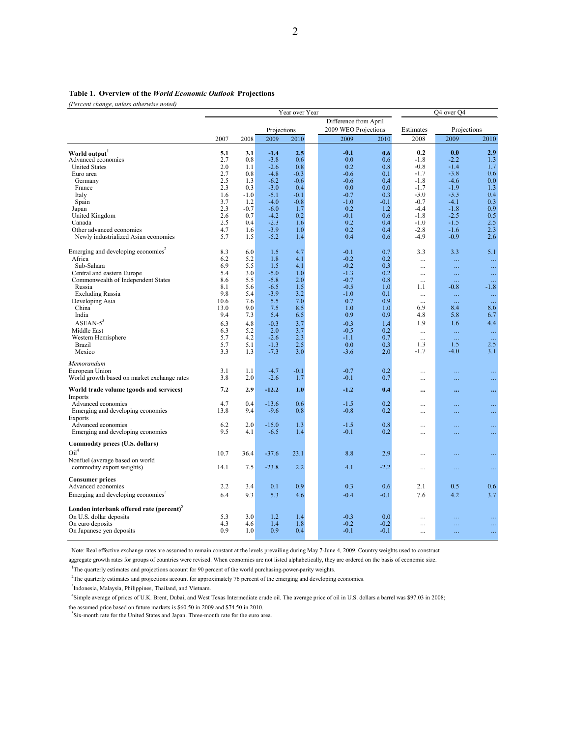**Table 1. Overview of the *World Economic Outlook* Projections**

*(Percent change, unless otherwise noted)*

| | Year over Year | | | | | | Q4 over Q4 | | |
|---|---|---|---|---|---|---|---|---|---|
| | | | Projections | | Difference from April 2009 WEO Projections | | Estimates | Projections | |
| | 2007 | 2008 | 2009 | 2010 | 2009 | 2010 | 2008 | 2009 | 2010 |
| **World output**[1] | **5.1** | **3.1** | **-1.4** | **2.5** | **-0.1** | **0.6** | **0.2** | **0.0** | **2.9** |
| Advanced economies | 2.7 | 0.8 | -3.8 | 0.6 | 0.0 | 0.6 | -1.8 | -2.2 | 1.3 |
| United States | 2.0 | 1.1 | -2.6 | 0.8 | 0.2 | 0.8 | -0.8 | -1.4 | 1.7 |
| Euro area | 2.7 | 0.8 | -4.8 | -0.3 | -0.6 | 0.1 | -1.7 | -3.8 | 0.6 |
| Germany | 2.5 | 1.3 | -6.2 | -0.6 | -0.6 | 0.4 | -1.8 | -4.6 | 0.0 |
| France | 2.3 | 0.3 | -3.0 | 0.4 | 0.0 | 0.0 | -1.7 | -1.9 | 1.3 |
| Italy | 1.6 | -1.0 | -5.1 | -0.1 | -0.7 | 0.3 | -3.0 | -3.3 | 0.4 |
| Spain | 3.7 | 1.2 | -4.0 | -0.8 | -1.0 | -0.1 | -0.7 | -4.1 | 0.3 |
| Japan | 2.3 | -0.7 | -6.0 | 1.7 | 0.2 | 1.2 | -4.4 | -1.8 | 0.9 |
| United Kingdom | 2.6 | 0.7 | -4.2 | 0.2 | -0.1 | 0.6 | -1.8 | -2.5 | 0.5 |
| Canada | 2.5 | 0.4 | -2.3 | 1.6 | 0.2 | 0.4 | -1.0 | -1.5 | 2.5 |
| Other advanced economies | 4.7 | 1.6 | -3.9 | 1.0 | 0.2 | 0.4 | -2.8 | -1.6 | 2.3 |
| Newly industrialized Asian economies | 5.7 | 1.5 | -5.2 | 1.4 | 0.4 | 0.6 | -4.9 | -0.9 | 2.6 |
| Emerging and developing economies[2] | 8.3 | 6.0 | 1.5 | 4.7 | -0.1 | 0.7 | 3.3 | 3.3 | 5.1 |
| Africa | 6.2 | 5.2 | 1.8 | 4.1 | -0.2 | 0.2 | ... | ... | ... |
| Sub-Sahara | 6.9 | 5.5 | 1.5 | 4.1 | -0.2 | 0.3 | ... | ... | ... |
| Central and eastern Europe | 5.4 | 3.0 | -5.0 | 1.0 | -1.3 | 0.2 | ... | ... | ... |
| Commonwealth of Independent States | 8.6 | 5.5 | -5.8 | 2.0 | -0.7 | 0.8 | ... | ... | ... |
| Russia | 8.1 | 5.6 | -6.5 | 1.5 | -0.5 | 1.0 | 1.1 | -0.8 | -1.8 |
| Excluding Russia | 9.8 | 5.4 | -3.9 | 3.2 | -1.0 | 0.1 | ... | ... | ... |
| Developing Asia | 10.6 | 7.6 | 5.5 | 7.0 | 0.7 | 0.9 | ... | ... | ... |
| China | 13.0 | 9.0 | 7.5 | 8.5 | 1.0 | 1.0 | 6.9 | 8.4 | 8.6 |
| India | 9.4 | 7.3 | 5.4 | 6.5 | 0.9 | 0.9 | 4.8 | 5.8 | 6.7 |
| ASEAN-5[3] | 6.3 | 4.8 | -0.3 | 3.7 | -0.3 | 1.4 | 1.9 | 1.6 | 4.4 |
| Middle East | 6.3 | 5.2 | 2.0 | 3.7 | -0.5 | 0.2 | ... | ... | ... |
| Western Hemisphere | 5.7 | 4.2 | -2.6 | 2.3 | -1.1 | 0.7 | ... | ... | ... |
| Brazil | 5.7 | 5.1 | -1.3 | 2.5 | 0.0 | 0.3 | 1.3 | 1.5 | 2.5 |
| Mexico | 3.3 | 1.3 | -7.3 | 3.0 | -3.6 | 2.0 | -1.7 | -4.0 | 3.1 |
| *Memorandum* | | | | | | | | | |
| European Union | 3.1 | 1.1 | -4.7 | -0.1 | -0.7 | 0.2 | ... | ... | ... |
| World growth based on market exchange rates | 3.8 | 2.0 | -2.6 | 1.7 | -0.1 | 0.7 | ... | ... | ... |
| **World trade volume (goods and services)** | **7.2** | **2.9** | **-12.2** | **1.0** | **-1.2** | **0.4** | **...** | **...** | **...** |
| Imports | | | | | | | | | |
| Advanced economies | 4.7 | 0.4 | -13.6 | 0.6 | -1.5 | 0.2 | ... | ... | ... |
| Emerging and developing economies | 13.8 | 9.4 | -9.6 | 0.8 | -0.8 | 0.2 | ... | ... | ... |
| Exports | | | | | | | | | |
| Advanced economies | 6.2 | 2.0 | -15.0 | 1.3 | -1.5 | 0.8 | ... | ... | ... |
| Emerging and developing economies | 9.5 | 4.1 | -6.5 | 1.4 | -0.1 | 0.2 | ... | ... | ... |
| **Commodity prices (U.S. dollars)** | | | | | | | | | |
| Oil[4] | 10.7 | 36.4 | -37.6 | 23.1 | 8.8 | 2.9 | ... | ... | ... |
| Nonfuel (average based on world commodity export weights) | 14.1 | 7.5 | -23.8 | 2.2 | 4.1 | -2.2 | ... | ... | ... |
| **Consumer prices** | | | | | | | | | |
| Advanced economies | 2.2 | 3.4 | 0.1 | 0.9 | 0.3 | 0.6 | 2.1 | 0.5 | 0.6 |
| Emerging and developing economies[2] | 6.4 | 9.3 | 5.3 | 4.6 | -0.4 | -0.1 | 7.6 | 4.2 | 3.7 |
| **London interbank offered rate (percent)**[5] | | | | | | | | | |
| On U.S. dollar deposits | 5.3 | 3.0 | 1.2 | 1.4 | -0.3 | 0.0 | ... | ... | ... |
| On euro deposits | 4.3 | 4.6 | 1.4 | 1.8 | -0.2 | -0.2 | ... | ... | ... |
| On Japanese yen deposits | 0.9 | 1.0 | 0.9 | 0.4 | -0.1 | -0.1 | ... | ... | ... |

Note: Real effective exchange rates are assumed to remain constant at the levels prevailing during May 7-June 4, 2009. Country weights used to construct aggregate growth rates for groups of countries were revised. When economies are not listed alphabetically, they are ordered on the basis of economic size.

[1]The quarterly estimates and projections account for 90 percent of the world purchasing-power-parity weights.

[2]The quarterly estimates and projections account for approximately 76 percent of the emerging and developing economies.

[3]Indonesia, Malaysia, Philippines, Thailand, and Vietnam.

[4]Simple average of prices of U.K. Brent, Dubai, and West Texas Intermediate crude oil. The average price of oil in U.S. dollars a barrel was $97.03 in 2008; the assumed price based on future markets is $60.50 in 2009 and $74.50 in 2010.

[5]Six-month rate for the United States and Japan. Three-month rate for the euro area.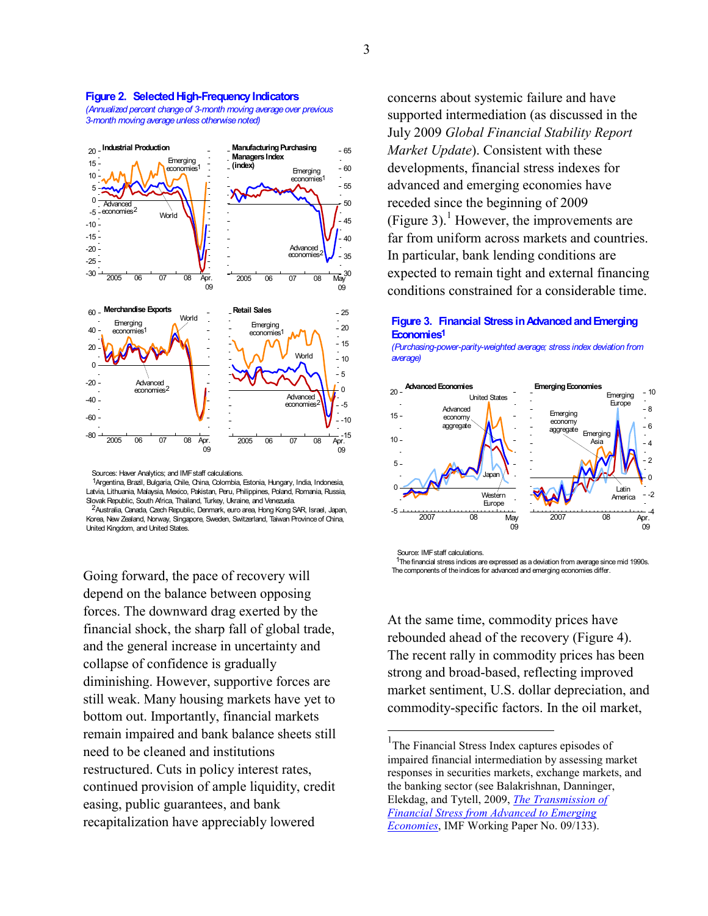**Figure 2. Selected High-Frequency Indicators**

*(Annualized percent change of 3-month moving average over previous 3-month moving average unless otherwise noted)*

Sources: Haver Analytics; and IMF staff calculations.

[1]Argentina, Brazil, Bulgaria, Chile, China, Colombia, Estonia, Hungary, India, Indonesia, Latvia, Lithuania, Malaysia, Mexico, Pakistan, Peru, Philippines, Poland, Romania, Russia, Slovak Republic, South Africa, Thailand, Turkey, Ukraine, and Venezuela.

[2]Australia, Canada, Czech Republic, Denmark, euro area, Hong Kong SAR, Israel, Japan, Korea, New Zealand, Norway, Singapore, Sweden, Switzerland, Taiwan Province of China, United Kingdom, and United States.

Going forward, the pace of recovery will depend on the balance between opposing forces. The downward drag exerted by the financial shock, the sharp fall of global trade, and the general increase in uncertainty and collapse of confidence is gradually diminishing. However, supportive forces are still weak. Many housing markets have yet to bottom out. Importantly, financial markets remain impaired and bank balance sheets still need to be cleaned and institutions restructured. Cuts in policy interest rates, continued provision of ample liquidity, credit easing, public guarantees, and bank recapitalization have appreciably lowered concerns about systemic failure and have supported intermediation (as discussed in the July 2009 *Global Financial Stability Report Market Update*). Consistent with these developments, financial stress indexes for advanced and emerging economies have receded since the beginning of 2009 (Figure 3).[1] However, the improvements are far from uniform across markets and countries. In particular, bank lending conditions are expected to remain tight and external financing conditions constrained for a considerable time.

**Figure 3. Financial Stress in Advanced and Emerging Economies[1]**

*(Purchasing-power-parity-weighted average; stress index deviation from average)*

Source: IMF staff calculations.

[1]The financial stress indices are expressed as a deviation from average since mid 1990s. The components of the indices for advanced and emerging economies differ.

At the same time, commodity prices have rebounded ahead of the recovery (Figure 4). The recent rally in commodity prices has been strong and broad-based, reflecting improved market sentiment, U.S. dollar depreciation, and commodity-specific factors. In the oil market,

---

[1]The Financial Stress Index captures episodes of impaired financial intermediation by assessing market responses in securities markets, exchange markets, and the banking sector (see Balakrishnan, Danninger, Elekdag, and Tytell, 2009, *The Transmission of Financial Stress from Advanced to Emerging Economies*, IMF Working Paper No. 09/133).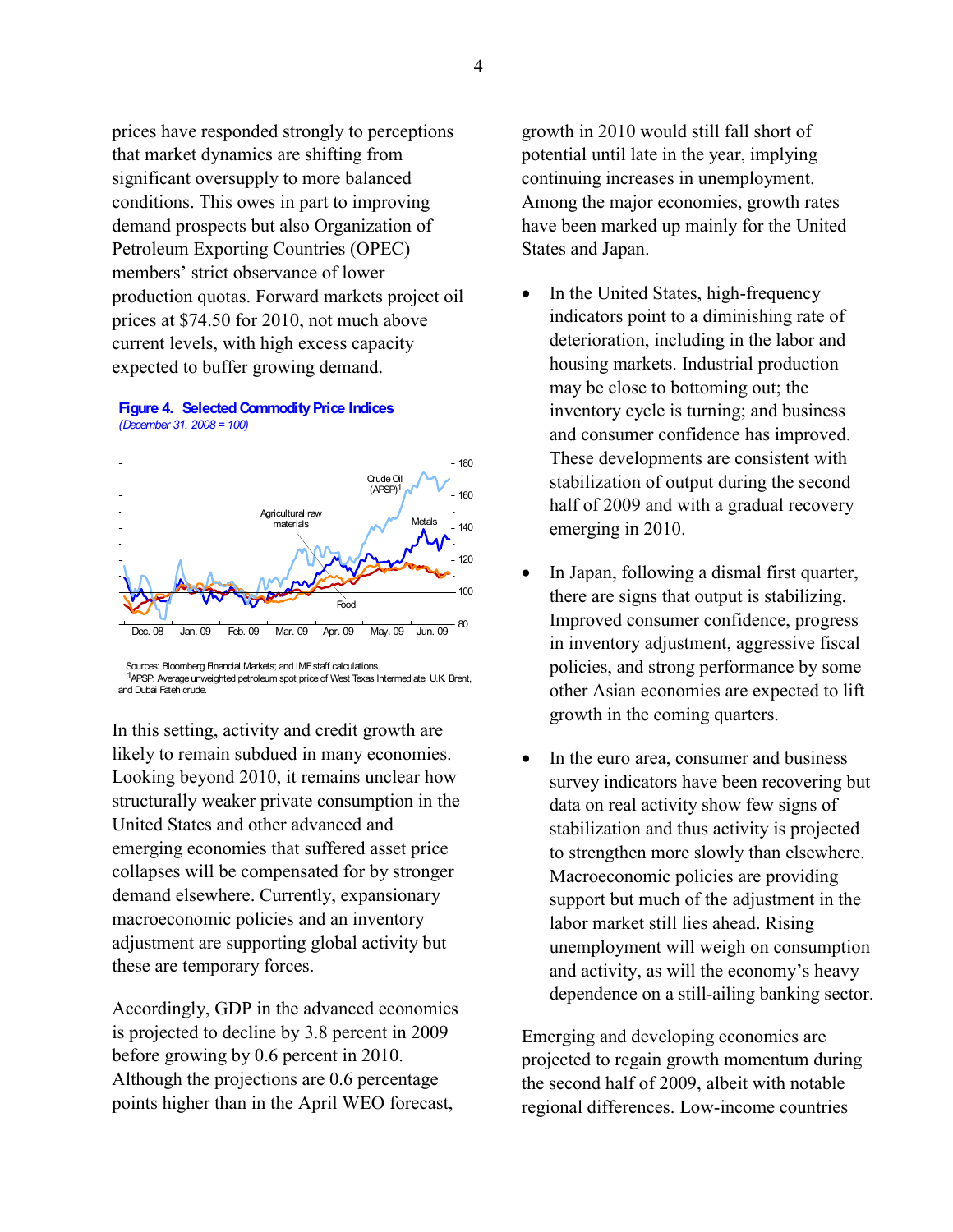prices have responded strongly to perceptions that market dynamics are shifting from significant oversupply to more balanced conditions. This owes in part to improving demand prospects but also Organization of Petroleum Exporting Countries (OPEC) members' strict observance of lower production quotas. Forward markets project oil prices at $74.50 for 2010, not much above current levels, with high excess capacity expected to buffer growing demand.

**Figure 4. Selected Commodity Price Indices**
*(December 31, 2008 = 100)*

Sources: Bloomberg Financial Markets; and IMF staff calculations.
[1]APSP: Average unweighted petroleum spot price of West Texas Intermediate, U.K. Brent, and Dubai Fateh crude.

In this setting, activity and credit growth are likely to remain subdued in many economies. Looking beyond 2010, it remains unclear how structurally weaker private consumption in the United States and other advanced and emerging economies that suffered asset price collapses will be compensated for by stronger demand elsewhere. Currently, expansionary macroeconomic policies and an inventory adjustment are supporting global activity but these are temporary forces.

Accordingly, GDP in the advanced economies is projected to decline by 3.8 percent in 2009 before growing by 0.6 percent in 2010. Although the projections are 0.6 percentage points higher than in the April WEO forecast, growth in 2010 would still fall short of potential until late in the year, implying continuing increases in unemployment. Among the major economies, growth rates have been marked up mainly for the United States and Japan.

- In the United States, high-frequency indicators point to a diminishing rate of deterioration, including in the labor and housing markets. Industrial production may be close to bottoming out; the inventory cycle is turning; and business and consumer confidence has improved. These developments are consistent with stabilization of output during the second half of 2009 and with a gradual recovery emerging in 2010.

- In Japan, following a dismal first quarter, there are signs that output is stabilizing. Improved consumer confidence, progress in inventory adjustment, aggressive fiscal policies, and strong performance by some other Asian economies are expected to lift growth in the coming quarters.

- In the euro area, consumer and business survey indicators have been recovering but data on real activity show few signs of stabilization and thus activity is projected to strengthen more slowly than elsewhere. Macroeconomic policies are providing support but much of the adjustment in the labor market still lies ahead. Rising unemployment will weigh on consumption and activity, as will the economy's heavy dependence on a still-ailing banking sector.

Emerging and developing economies are projected to regain growth momentum during the second half of 2009, albeit with notable regional differences. Low-income countries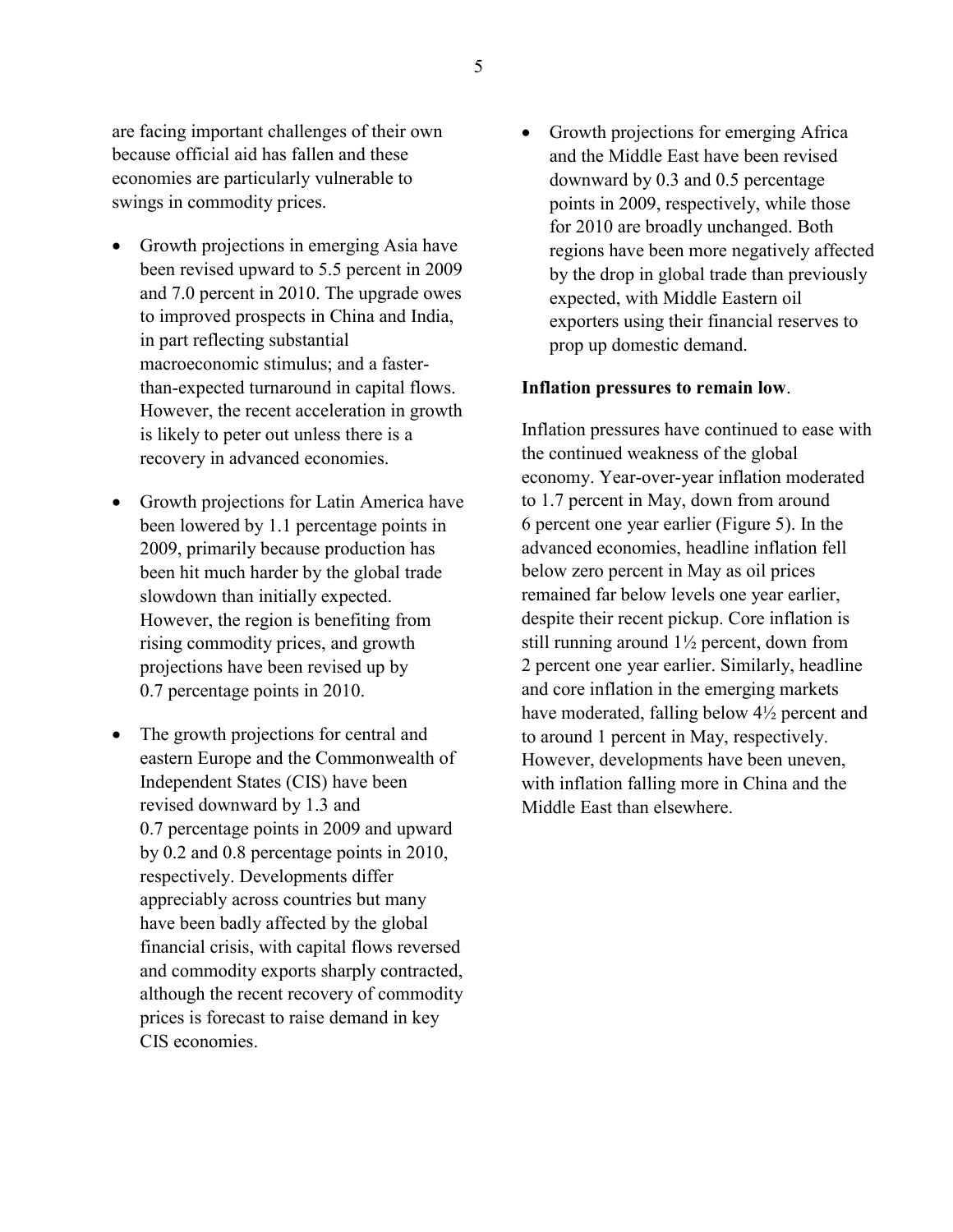are facing important challenges of their own because official aid has fallen and these economies are particularly vulnerable to swings in commodity prices.

- Growth projections in emerging Asia have been revised upward to 5.5 percent in 2009 and 7.0 percent in 2010. The upgrade owes to improved prospects in China and India, in part reflecting substantial macroeconomic stimulus; and a faster-than-expected turnaround in capital flows. However, the recent acceleration in growth is likely to peter out unless there is a recovery in advanced economies.

- Growth projections for Latin America have been lowered by 1.1 percentage points in 2009, primarily because production has been hit much harder by the global trade slowdown than initially expected. However, the region is benefiting from rising commodity prices, and growth projections have been revised up by 0.7 percentage points in 2010.

- The growth projections for central and eastern Europe and the Commonwealth of Independent States (CIS) have been revised downward by 1.3 and 0.7 percentage points in 2009 and upward by 0.2 and 0.8 percentage points in 2010, respectively. Developments differ appreciably across countries but many have been badly affected by the global financial crisis, with capital flows reversed and commodity exports sharply contracted, although the recent recovery of commodity prices is forecast to raise demand in key CIS economies.

- Growth projections for emerging Africa and the Middle East have been revised downward by 0.3 and 0.5 percentage points in 2009, respectively, while those for 2010 are broadly unchanged. Both regions have been more negatively affected by the drop in global trade than previously expected, with Middle Eastern oil exporters using their financial reserves to prop up domestic demand.

**Inflation pressures to remain low**.

Inflation pressures have continued to ease with the continued weakness of the global economy. Year-over-year inflation moderated to 1.7 percent in May, down from around 6 percent one year earlier (Figure 5). In the advanced economies, headline inflation fell below zero percent in May as oil prices remained far below levels one year earlier, despite their recent pickup. Core inflation is still running around 1½ percent, down from 2 percent one year earlier. Similarly, headline and core inflation in the emerging markets have moderated, falling below 4½ percent and to around 1 percent in May, respectively. However, developments have been uneven, with inflation falling more in China and the Middle East than elsewhere.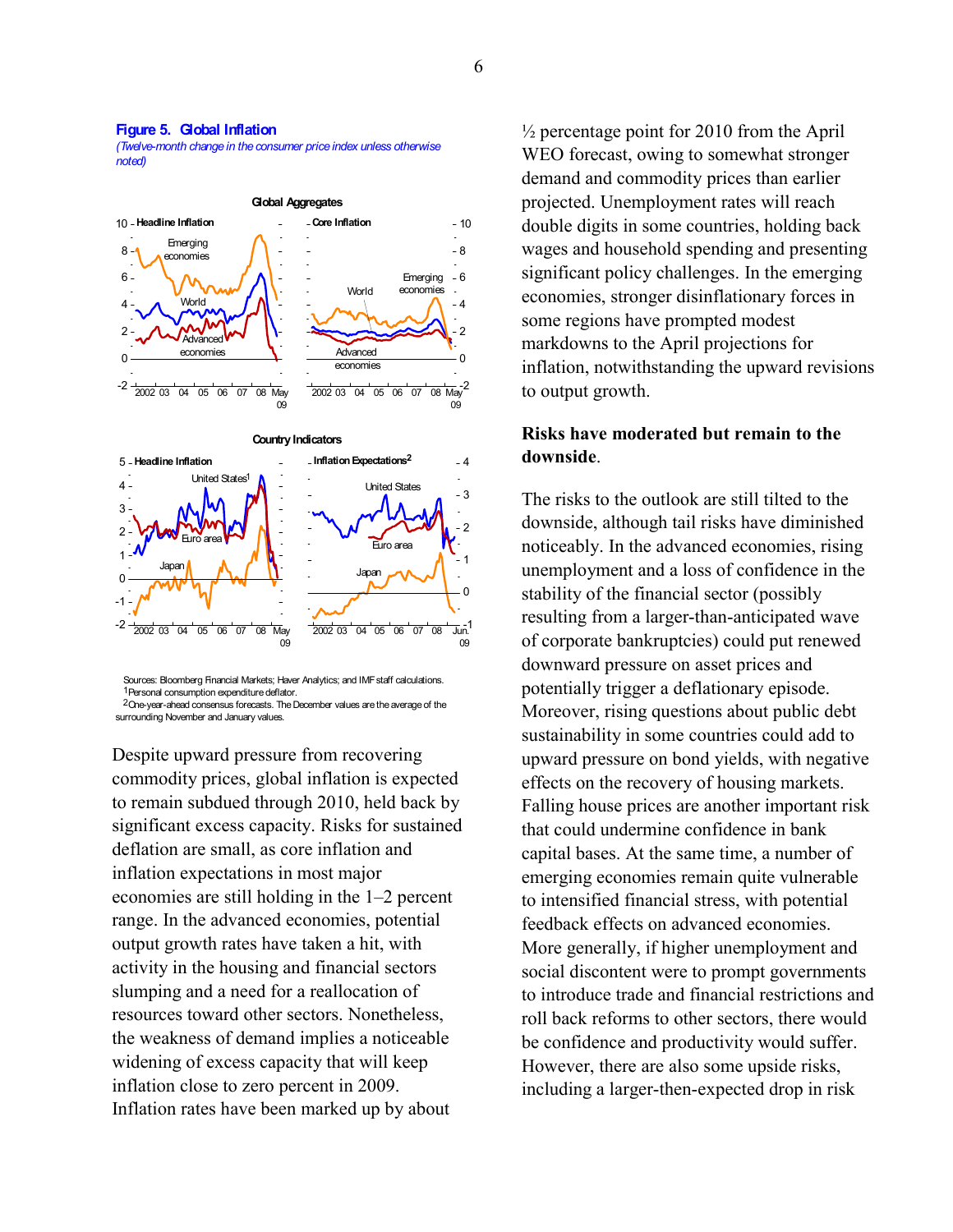**Figure 5. Global Inflation**

*(Twelve-month change in the consumer price index unless otherwise noted)*

Sources: Bloomberg Financial Markets; Haver Analytics; and IMF staff calculations.
[1]Personal consumption expenditure deflator.
[2]One-year-ahead consensus forecasts. The December values are the average of the surrounding November and January values.

Despite upward pressure from recovering commodity prices, global inflation is expected to remain subdued through 2010, held back by significant excess capacity. Risks for sustained deflation are small, as core inflation and inflation expectations in most major economies are still holding in the 1–2 percent range. In the advanced economies, potential output growth rates have taken a hit, with activity in the housing and financial sectors slumping and a need for a reallocation of resources toward other sectors. Nonetheless, the weakness of demand implies a noticeable widening of excess capacity that will keep inflation close to zero percent in 2009. Inflation rates have been marked up by about ½ percentage point for 2010 from the April WEO forecast, owing to somewhat stronger demand and commodity prices than earlier projected. Unemployment rates will reach double digits in some countries, holding back wages and household spending and presenting significant policy challenges. In the emerging economies, stronger disinflationary forces in some regions have prompted modest markdowns to the April projections for inflation, notwithstanding the upward revisions to output growth.

**Risks have moderated but remain to the downside**.

The risks to the outlook are still tilted to the downside, although tail risks have diminished noticeably. In the advanced economies, rising unemployment and a loss of confidence in the stability of the financial sector (possibly resulting from a larger-than-anticipated wave of corporate bankruptcies) could put renewed downward pressure on asset prices and potentially trigger a deflationary episode. Moreover, rising questions about public debt sustainability in some countries could add to upward pressure on bond yields, with negative effects on the recovery of housing markets. Falling house prices are another important risk that could undermine confidence in bank capital bases. At the same time, a number of emerging economies remain quite vulnerable to intensified financial stress, with potential feedback effects on advanced economies. More generally, if higher unemployment and social discontent were to prompt governments to introduce trade and financial restrictions and roll back reforms to other sectors, there would be confidence and productivity would suffer. However, there are also some upside risks, including a larger-then-expected drop in risk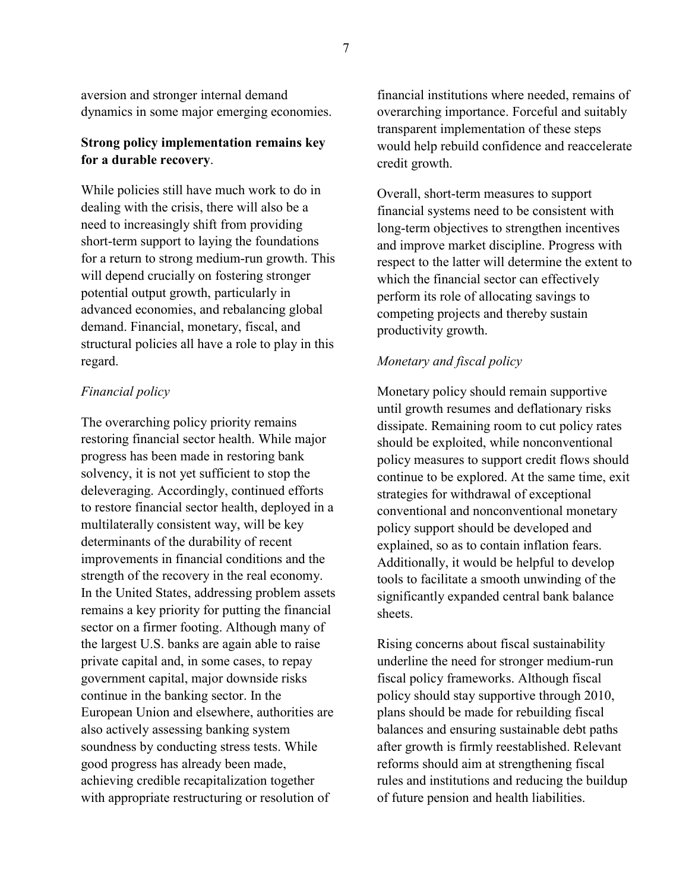aversion and stronger internal demand dynamics in some major emerging economies.

**Strong policy implementation remains key for a durable recovery**.

While policies still have much work to do in dealing with the crisis, there will also be a need to increasingly shift from providing short-term support to laying the foundations for a return to strong medium-run growth. This will depend crucially on fostering stronger potential output growth, particularly in advanced economies, and rebalancing global demand. Financial, monetary, fiscal, and structural policies all have a role to play in this regard.

*Financial policy*

The overarching policy priority remains restoring financial sector health. While major progress has been made in restoring bank solvency, it is not yet sufficient to stop the deleveraging. Accordingly, continued efforts to restore financial sector health, deployed in a multilaterally consistent way, will be key determinants of the durability of recent improvements in financial conditions and the strength of the recovery in the real economy. In the United States, addressing problem assets remains a key priority for putting the financial sector on a firmer footing. Although many of the largest U.S. banks are again able to raise private capital and, in some cases, to repay government capital, major downside risks continue in the banking sector. In the European Union and elsewhere, authorities are also actively assessing banking system soundness by conducting stress tests. While good progress has already been made, achieving credible recapitalization together with appropriate restructuring or resolution of financial institutions where needed, remains of overarching importance. Forceful and suitably transparent implementation of these steps would help rebuild confidence and reaccelerate credit growth.

Overall, short-term measures to support financial systems need to be consistent with long-term objectives to strengthen incentives and improve market discipline. Progress with respect to the latter will determine the extent to which the financial sector can effectively perform its role of allocating savings to competing projects and thereby sustain productivity growth.

*Monetary and fiscal policy*

Monetary policy should remain supportive until growth resumes and deflationary risks dissipate. Remaining room to cut policy rates should be exploited, while nonconventional policy measures to support credit flows should continue to be explored. At the same time, exit strategies for withdrawal of exceptional conventional and nonconventional monetary policy support should be developed and explained, so as to contain inflation fears. Additionally, it would be helpful to develop tools to facilitate a smooth unwinding of the significantly expanded central bank balance sheets.

Rising concerns about fiscal sustainability underline the need for stronger medium-run fiscal policy frameworks. Although fiscal policy should stay supportive through 2010, plans should be made for rebuilding fiscal balances and ensuring sustainable debt paths after growth is firmly reestablished. Relevant reforms should aim at strengthening fiscal rules and institutions and reducing the buildup of future pension and health liabilities.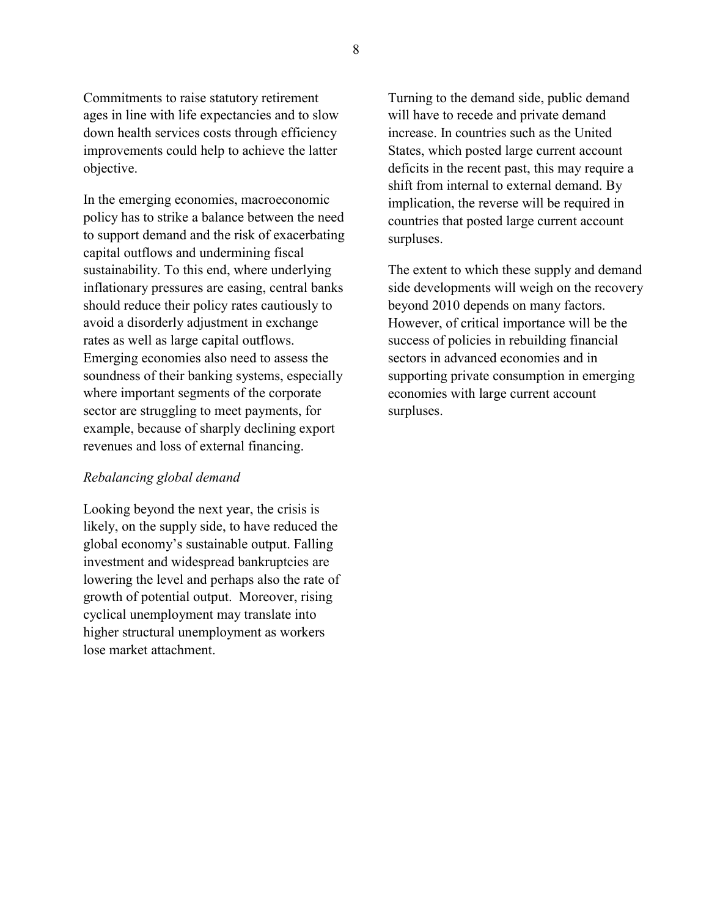Commitments to raise statutory retirement ages in line with life expectancies and to slow down health services costs through efficiency improvements could help to achieve the latter objective.

In the emerging economies, macroeconomic policy has to strike a balance between the need to support demand and the risk of exacerbating capital outflows and undermining fiscal sustainability. To this end, where underlying inflationary pressures are easing, central banks should reduce their policy rates cautiously to avoid a disorderly adjustment in exchange rates as well as large capital outflows. Emerging economies also need to assess the soundness of their banking systems, especially where important segments of the corporate sector are struggling to meet payments, for example, because of sharply declining export revenues and loss of external financing.

*Rebalancing global demand*

Looking beyond the next year, the crisis is likely, on the supply side, to have reduced the global economy's sustainable output. Falling investment and widespread bankruptcies are lowering the level and perhaps also the rate of growth of potential output. Moreover, rising cyclical unemployment may translate into higher structural unemployment as workers lose market attachment.

Turning to the demand side, public demand will have to recede and private demand increase. In countries such as the United States, which posted large current account deficits in the recent past, this may require a shift from internal to external demand. By implication, the reverse will be required in countries that posted large current account surpluses.

The extent to which these supply and demand side developments will weigh on the recovery beyond 2010 depends on many factors. However, of critical importance will be the success of policies in rebuilding financial sectors in advanced economies and in supporting private consumption in emerging economies with large current account surpluses.